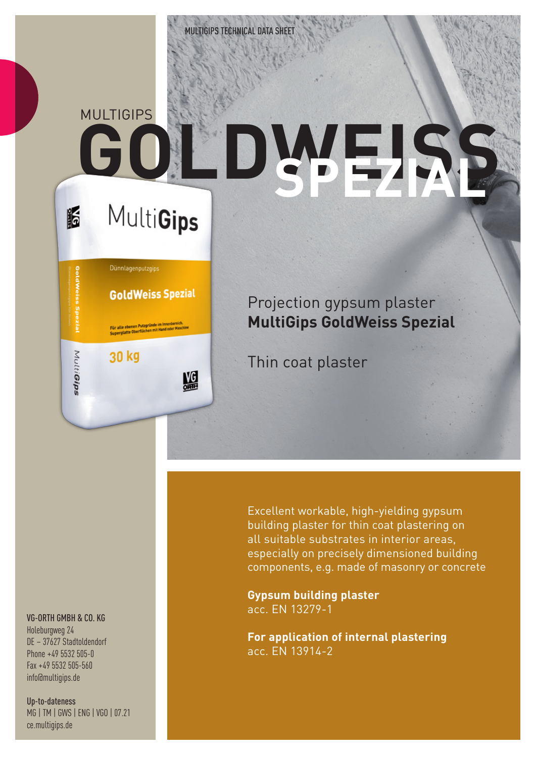MULTIGIPS TECHNICAL DATA SHEET

MULTIGIPS

# GOLDWEISS SPEZIAL

Projection gypsum plaster
**MultiGips GoldWeiss Spezial**

Thin coat plaster

Excellent workable, high-yielding gypsum building plaster for thin coat plastering on all suitable substrates in interior areas, especially on precisely dimensioned building components, e.g. made of masonry or concrete

**Gypsum building plaster**
acc. EN 13279-1

**For application of internal plastering**
acc. EN 13914-2

**VG-ORTH GMBH & CO. KG**
Holeburgweg 24
DE – 37627 Stadtoldendorf
Phone +49 5532 505-0
Fax +49 5532 505-560
info@multigips.de

**Up-to-dateness**
MG | TM | GWS | ENG | VGO | 07.21
ce.multigips.de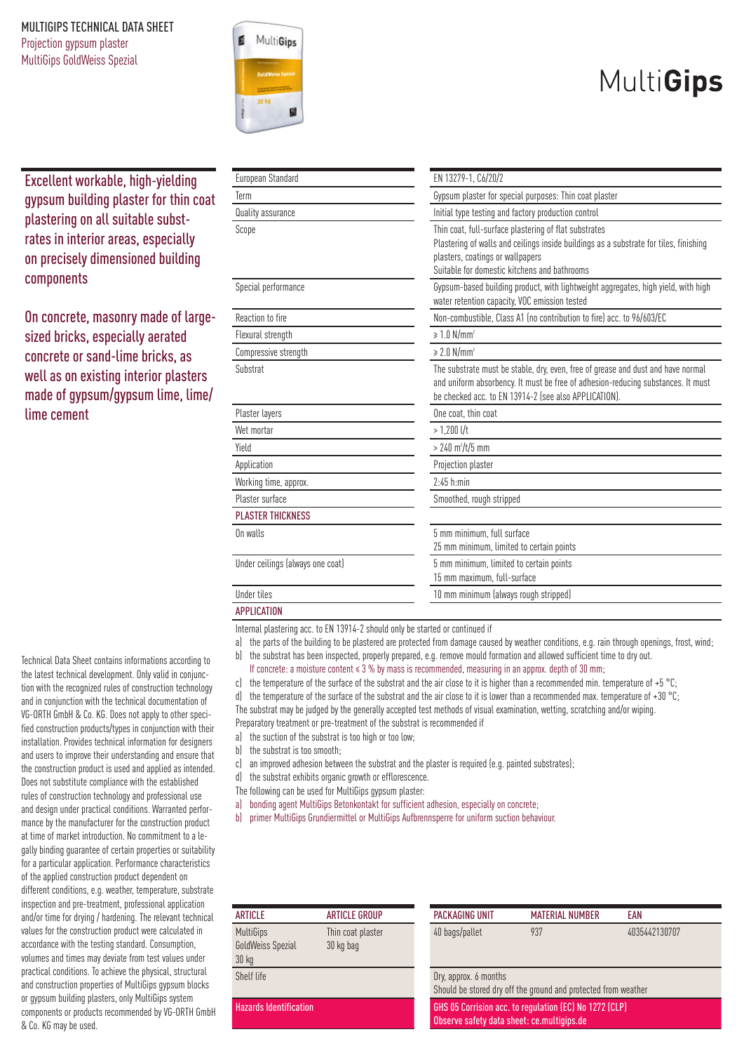MULTIGIPS TECHNICAL DATA SHEET
Projection gypsum plaster
MultiGips GoldWeiss Spezial

MultiGips

## Excellent workable, high-yielding gypsum building plaster for thin coat plastering on all suitable substrates in interior areas, especially on precisely dimensioned building components

## On concrete, masonry made of large-sized bricks, especially aerated concrete or sand-lime bricks, as well as on existing interior plasters made of gypsum/gypsum lime, lime/lime cement

| | |
|---|---|
| European Standard | EN 13279-1, C6/20/2 |
| Term | Gypsum plaster for special purposes: Thin coat plaster |
| Quality assurance | Initial type testing and factory production control |
| Scope | Thin coat, full-surface plastering of flat substrates<br>Plastering of walls and ceilings inside buildings as a substrate for tiles, finishing plasters, coatings or wallpapers<br>Suitable for domestic kitchens and bathrooms |
| Special performance | Gypsum-based building product, with lightweight aggregates, high yield, with high water retention capacity, VOC emission tested |
| Reaction to fire | Non-combustible, Class A1 (no contribution to fire) acc. to 96/603/EC |
| Flexural strength | ≥ 1.0 N/mm² |
| Compressive strength | ≥ 2.0 N/mm² |
| Substrat | The substrate must be stable, dry, even, free of grease and dust and have normal and uniform absorbency. It must be free of adhesion-reducing substances. It must be checked acc. to EN 13914-2 (see also APPLICATION). |
| Plaster layers | One coat, thin coat |
| Wet mortar | > 1,200 l/t |
| Yield | > 240 m²/t/5 mm |
| Application | Projection plaster |
| Working time, approx. | 2:45 h:min |
| Plaster surface | Smoothed, rough stripped |
| **PLASTER THICKNESS** | |
| On walls | 5 mm minimum, full surface<br>25 mm minimum, limited to certain points |
| Under ceilings (always one coat) | 5 mm minimum, limited to certain points<br>15 mm maximum, full-surface |
| Under tiles | 10 mm minimum (always rough stripped) |

### APPLICATION

Internal plastering acc. to EN 13914-2 should only be started or continued if

a) the parts of the building to be plastered are protected from damage caused by weather conditions, e.g. rain through openings, frost, wind;
b) the substrate has been inspected, properly prepared, e.g. remove mould formation and allowed sufficient time to dry out.
If concrete: a moisture content ≤ 3 % by mass is recommended, measuring in an approx. depth of 30 mm;
c) the temperature of the surface of the substrat and the air close to it is higher than a recommended min. temperature of +5 °C;
d) the temperature of the surface of the substrat and the air close to it is lower than a recommended max. temperature of +30 °C;

The substrat may be judged by the generally accepted test methods of visual examination, wetting, scratching and/or wiping.

Preparatory treatment or pre-treatment of the substrat is recommended if

a) the suction of the substrat is too high or too low;
b) the substrat is too smooth;
c) an improved adhesion between the substrat and the plaster is required (e.g. painted substrates);
d) the substrat exhibits organic growth or efflorescence.

The following can be used for MultiGips gypsum plaster:

a) bonding agent MultiGips Betonkontakt for sufficient adhesion, especially on concrete;
b) primer MultiGips Grundiermittel or MultiGips Aufbrennsperre for uniform suction behaviour.

Technical Data Sheet contains informations according to the latest technical development. Only valid in conjunction with the recognized rules of construction technology and in conjunction with the technical documentation of VG-ORTH GmbH & Co. KG. Does not apply to other specified construction products/types in conjunction with their installation. Provides technical information for designers and users to improve their understanding and ensure that the construction product is used and applied as intended. Does not substitute compliance with the established rules of construction technology and professional use and design under practical conditions. Warranted performance by the manufacturer for the construction product at time of market introduction. No commitment to a legally binding guarantee of certain properties or suitability for a particular application. Performance characteristics of the applied construction product dependent on different conditions, e.g. weather, temperature, substrate inspection and pre-treatment, professional application and/or time for drying / hardening. The relevant technical values for the construction product were calculated in accordance with the testing standard. Consumption, volumes and times may deviate from test values under practical conditions. To achieve the physical, structural and construction properties of MultiGips gypsum blocks or gypsum building plasters, only MultiGips system components or products recommended by VG-ORTH GmbH & Co. KG may be used.

| ARTICLE | ARTICLE GROUP | PACKAGING UNIT | MATERIAL NUMBER | EAN |
|---|---|---|---|---|
| MultiGips GoldWeiss Spezial 30 kg | Thin coat plaster 30 kg bag | 40 bags/pallet | 937 | 4035442130707 |
| Shelf life | | Dry, approx. 6 months<br>Should be stored dry off the ground and protected from weather | | |
| Hazards Identification | | GHS 05 Corrision acc. to regulation (EC) No 1272 (CLP)<br>Observe safety data sheet: ce.multigips.de | | |